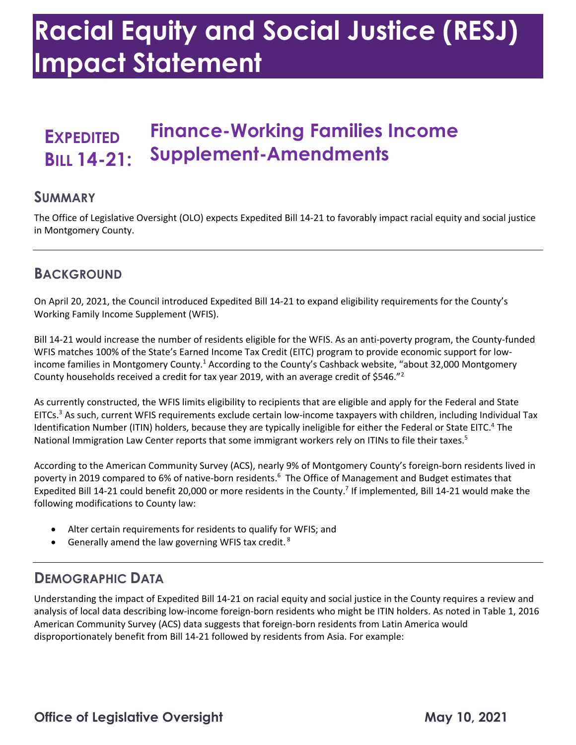# Racial Equity and Social Justice (RESJ) Impact Statement

## EXPEDITED BILL 14-21: Finance-Working Families Income Supplement-Amendments

## SUMMARY

The Office of Legislative Oversight (OLO) expects Expedited Bill 14-21 to favorably impact racial equity and social justice in Montgomery County.

## BACKGROUND

On April 20, 2021, the Council introduced Expedited Bill 14-21 to expand eligibility requirements for the County's Working Family Income Supplement (WFIS).

Bill 14-21 would increase the number of residents eligible for the WFIS. As an anti-poverty program, the County-funded WFIS matches 100% of the State's Earned Income Tax Credit (EITC) program to provide economic support for low-income families in Montgomery County.[1] According to the County's Cashback website, "about 32,000 Montgomery County households received a credit for tax year 2019, with an average credit of $546."[2]

As currently constructed, the WFIS limits eligibility to recipients that are eligible and apply for the Federal and State EITCs.[3] As such, current WFIS requirements exclude certain low-income taxpayers with children, including Individual Tax Identification Number (ITIN) holders, because they are typically ineligible for either the Federal or State EITC.[4] The National Immigration Law Center reports that some immigrant workers rely on ITINs to file their taxes.[5]

According to the American Community Survey (ACS), nearly 9% of Montgomery County's foreign-born residents lived in poverty in 2019 compared to 6% of native-born residents.[6] The Office of Management and Budget estimates that Expedited Bill 14-21 could benefit 20,000 or more residents in the County.[7] If implemented, Bill 14-21 would make the following modifications to County law:

- Alter certain requirements for residents to qualify for WFIS; and
- Generally amend the law governing WFIS tax credit.[8]

## DEMOGRAPHIC DATA

Understanding the impact of Expedited Bill 14-21 on racial equity and social justice in the County requires a review and analysis of local data describing low-income foreign-born residents who might be ITIN holders. As noted in Table 1, 2016 American Community Survey (ACS) data suggests that foreign-born residents from Latin America would disproportionately benefit from Bill 14-21 followed by residents from Asia. For example: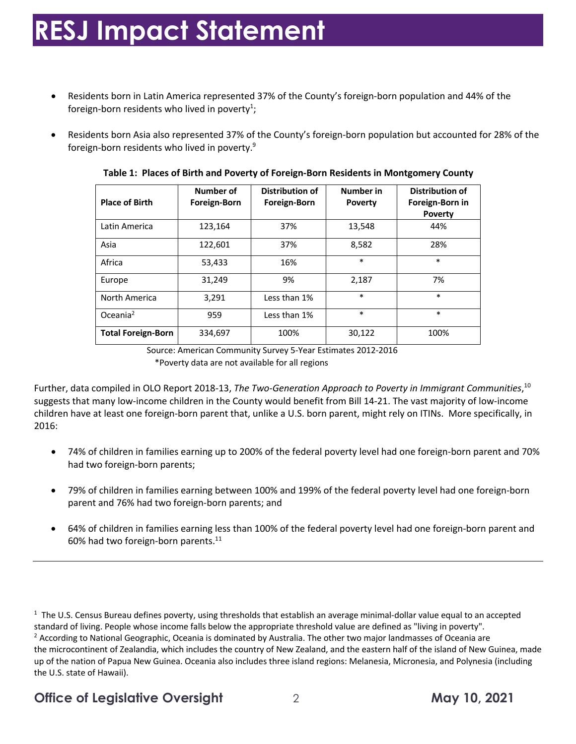- Residents born in Latin America represented 37% of the County's foreign-born population and 44% of the foreign-born residents who lived in poverty[1];
- Residents born Asia also represented 37% of the County's foreign-born population but accounted for 28% of the foreign-born residents who lived in poverty.[9]

**Table 1: Places of Birth and Poverty of Foreign-Born Residents in Montgomery County**

| Place of Birth | Number of Foreign-Born | Distribution of Foreign-Born | Number in Poverty | Distribution of Foreign-Born in Poverty |
|---|---|---|---|---|
| Latin America | 123,164 | 37% | 13,548 | 44% |
| Asia | 122,601 | 37% | 8,582 | 28% |
| Africa | 53,433 | 16% | * | * |
| Europe | 31,249 | 9% | 2,187 | 7% |
| North America | 3,291 | Less than 1% | * | * |
| Oceania[2] | 959 | Less than 1% | * | * |
| **Total Foreign-Born** | 334,697 | 100% | 30,122 | 100% |

Source: American Community Survey 5-Year Estimates 2012-2016

*Poverty data are not available for all regions

Further, data compiled in OLO Report 2018-13, *The Two-Generation Approach to Poverty in Immigrant Communities*,[10] suggests that many low-income children in the County would benefit from Bill 14-21. The vast majority of low-income children have at least one foreign-born parent that, unlike a U.S. born parent, might rely on ITINs. More specifically, in 2016:

- 74% of children in families earning up to 200% of the federal poverty level had one foreign-born parent and 70% had two foreign-born parents;
- 79% of children in families earning between 100% and 199% of the federal poverty level had one foreign-born parent and 76% had two foreign-born parents; and
- 64% of children in families earning less than 100% of the federal poverty level had one foreign-born parent and 60% had two foreign-born parents.[11]

---

[1] The U.S. Census Bureau defines poverty, using thresholds that establish an average minimal-dollar value equal to an accepted standard of living. People whose income falls below the appropriate threshold value are defined as "living in poverty".

[2] According to National Geographic, Oceania is dominated by Australia. The other two major landmasses of Oceania are the microcontinent of Zealandia, which includes the country of New Zealand, and the eastern half of the island of New Guinea, made up of the nation of Papua New Guinea. Oceania also includes three island regions: Melanesia, Micronesia, and Polynesia (including the U.S. state of Hawaii).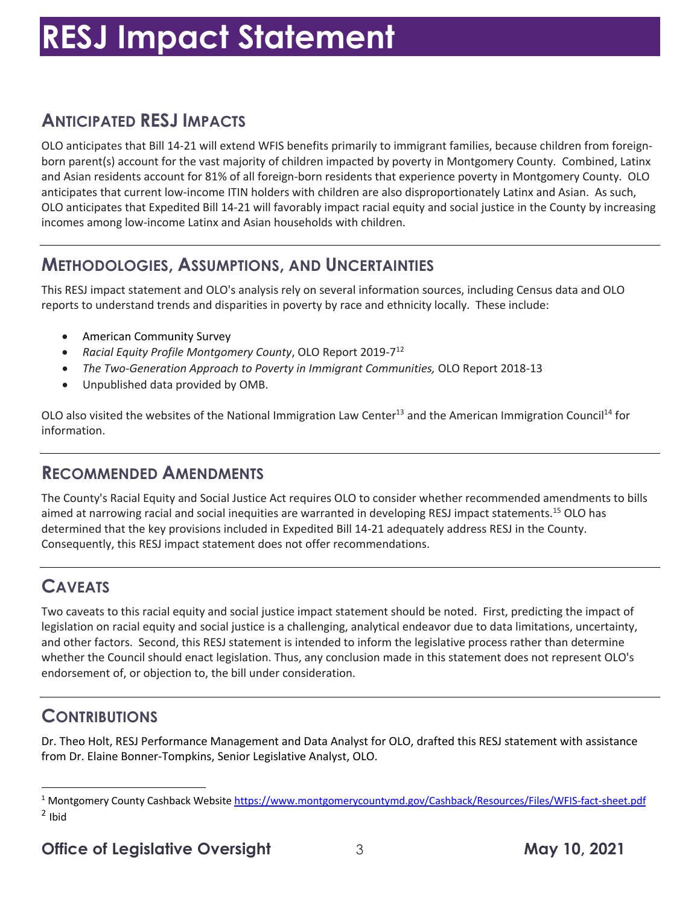# RESJ Impact Statement

## Anticipated RESJ Impacts

OLO anticipates that Bill 14-21 will extend WFIS benefits primarily to immigrant families, because children from foreign-born parent(s) account for the vast majority of children impacted by poverty in Montgomery County. Combined, Latinx and Asian residents account for 81% of all foreign-born residents that experience poverty in Montgomery County. OLO anticipates that current low-income ITIN holders with children are also disproportionately Latinx and Asian. As such, OLO anticipates that Expedited Bill 14-21 will favorably impact racial equity and social justice in the County by increasing incomes among low-income Latinx and Asian households with children.

## Methodologies, Assumptions, and Uncertainties

This RESJ impact statement and OLO's analysis rely on several information sources, including Census data and OLO reports to understand trends and disparities in poverty by race and ethnicity locally. These include:

- American Community Survey
- *Racial Equity Profile Montgomery County*, OLO Report 2019-7[12]
- *The Two-Generation Approach to Poverty in Immigrant Communities,* OLO Report 2018-13
- Unpublished data provided by OMB.

OLO also visited the websites of the National Immigration Law Center[13] and the American Immigration Council[14] for information.

## Recommended Amendments

The County's Racial Equity and Social Justice Act requires OLO to consider whether recommended amendments to bills aimed at narrowing racial and social inequities are warranted in developing RESJ impact statements.[15] OLO has determined that the key provisions included in Expedited Bill 14-21 adequately address RESJ in the County. Consequently, this RESJ impact statement does not offer recommendations.

## Caveats

Two caveats to this racial equity and social justice impact statement should be noted. First, predicting the impact of legislation on racial equity and social justice is a challenging, analytical endeavor due to data limitations, uncertainty, and other factors. Second, this RESJ statement is intended to inform the legislative process rather than determine whether the Council should enact legislation. Thus, any conclusion made in this statement does not represent OLO's endorsement of, or objection to, the bill under consideration.

## Contributions

Dr. Theo Holt, RESJ Performance Management and Data Analyst for OLO, drafted this RESJ statement with assistance from Dr. Elaine Bonner-Tompkins, Senior Legislative Analyst, OLO.

---

[1] Montgomery County Cashback Website https://www.montgomerycountymd.gov/Cashback/Resources/Files/WFIS-fact-sheet.pdf

[2] Ibid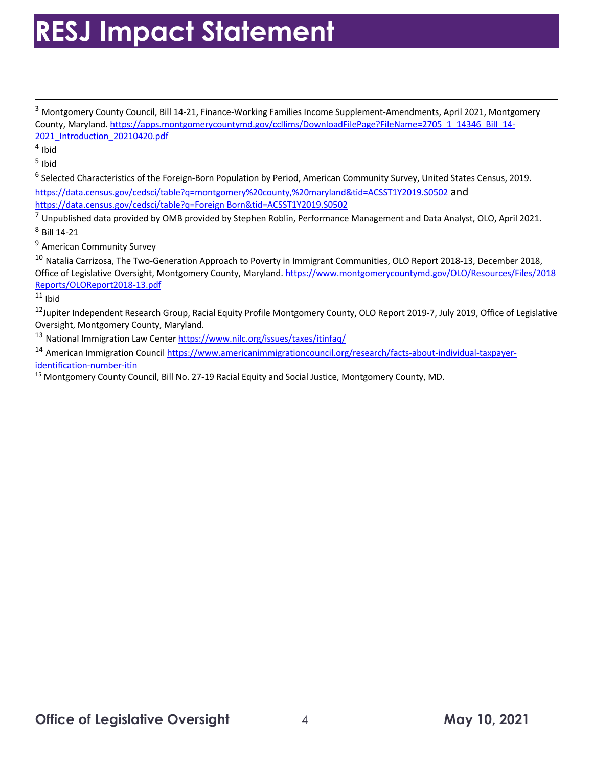[3] Montgomery County Council, Bill 14-21, Finance-Working Families Income Supplement-Amendments, April 2021, Montgomery County, Maryland. https://apps.montgomerycountymd.gov/ccllims/DownloadFilePage?FileName=2705_1_14346_Bill_14-2021_Introduction_20210420.pdf

[4] Ibid

[5] Ibid

[6] Selected Characteristics of the Foreign-Born Population by Period, American Community Survey, United States Census, 2019. https://data.census.gov/cedsci/table?q=montgomery%20county,%20maryland&tid=ACSST1Y2019.S0502 and https://data.census.gov/cedsci/table?q=Foreign Born&tid=ACSST1Y2019.S0502

[7] Unpublished data provided by OMB provided by Stephen Roblin, Performance Management and Data Analyst, OLO, April 2021.

[8] Bill 14-21

[9] American Community Survey

[10] Natalia Carrizosa, The Two-Generation Approach to Poverty in Immigrant Communities, OLO Report 2018-13, December 2018, Office of Legislative Oversight, Montgomery County, Maryland. https://www.montgomerycountymd.gov/OLO/Resources/Files/2018 Reports/OLOReport2018-13.pdf

[11] Ibid

[12] Jupiter Independent Research Group, Racial Equity Profile Montgomery County, OLO Report 2019-7, July 2019, Office of Legislative Oversight, Montgomery County, Maryland.

[13] National Immigration Law Center https://www.nilc.org/issues/taxes/itinfaq/

[14] American Immigration Council https://www.americanimmigrationcouncil.org/research/facts-about-individual-taxpayer-identification-number-itin

[15] Montgomery County Council, Bill No. 27-19 Racial Equity and Social Justice, Montgomery County, MD.